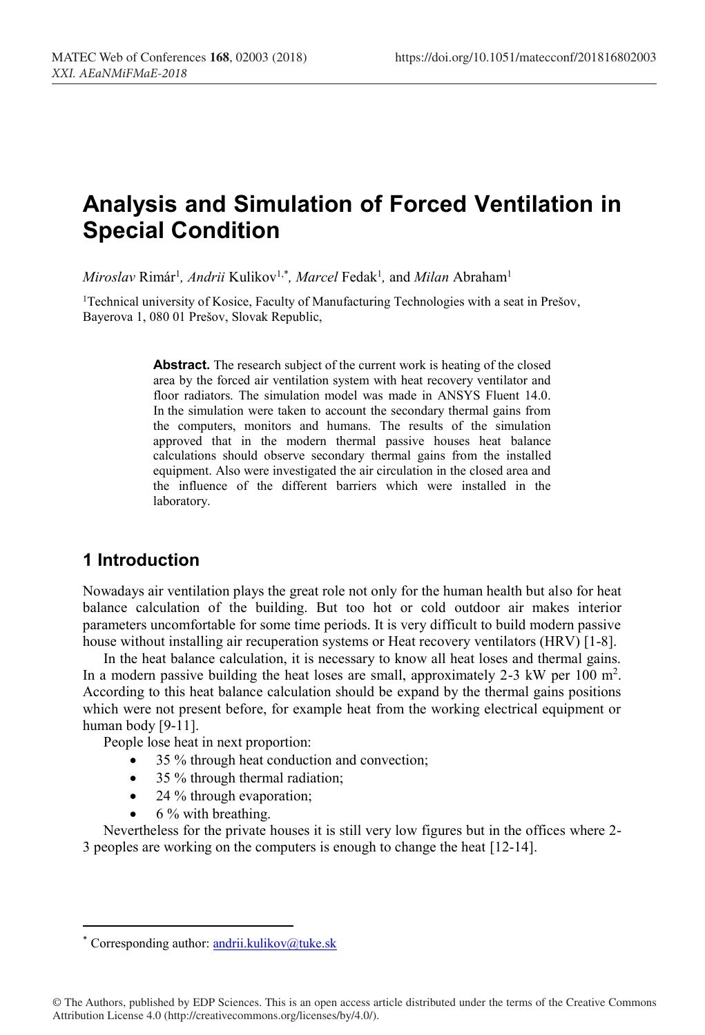# Analysis and Simulation of Forced Ventilation in Special Condition

*Miroslav* Rimár[1], *Andrii* Kulikov[1,*], *Marcel* Fedak[1], and *Milan* Abraham[1]

[1]Technical university of Kosice, Faculty of Manufacturing Technologies with a seat in Prešov, Bayerova 1, 080 01 Prešov, Slovak Republic,

**Abstract.** The research subject of the current work is heating of the closed area by the forced air ventilation system with heat recovery ventilator and floor radiators. The simulation model was made in ANSYS Fluent 14.0. In the simulation were taken to account the secondary thermal gains from the computers, monitors and humans. The results of the simulation approved that in the modern thermal passive houses heat balance calculations should observe secondary thermal gains from the installed equipment. Also were investigated the air circulation in the closed area and the influence of the different barriers which were installed in the laboratory.

## 1 Introduction

Nowadays air ventilation plays the great role not only for the human health but also for heat balance calculation of the building. But too hot or cold outdoor air makes interior parameters uncomfortable for some time periods. It is very difficult to build modern passive house without installing air recuperation systems or Heat recovery ventilators (HRV) [1-8].

In the heat balance calculation, it is necessary to know all heat loses and thermal gains. In a modern passive building the heat loses are small, approximately 2-3 kW per 100 $m^2$. According to this heat balance calculation should be expand by the thermal gains positions which were not present before, for example heat from the working electrical equipment or human body [9-11].

People lose heat in next proportion:

- 35 % through heat conduction and convection;
- 35 % through thermal radiation;
- 24 % through evaporation;
- 6 % with breathing.

Nevertheless for the private houses it is still very low figures but in the offices where 2-3 peoples are working on the computers is enough to change the heat [12-14].

* Corresponding author: andrii.kulikov@tuke.sk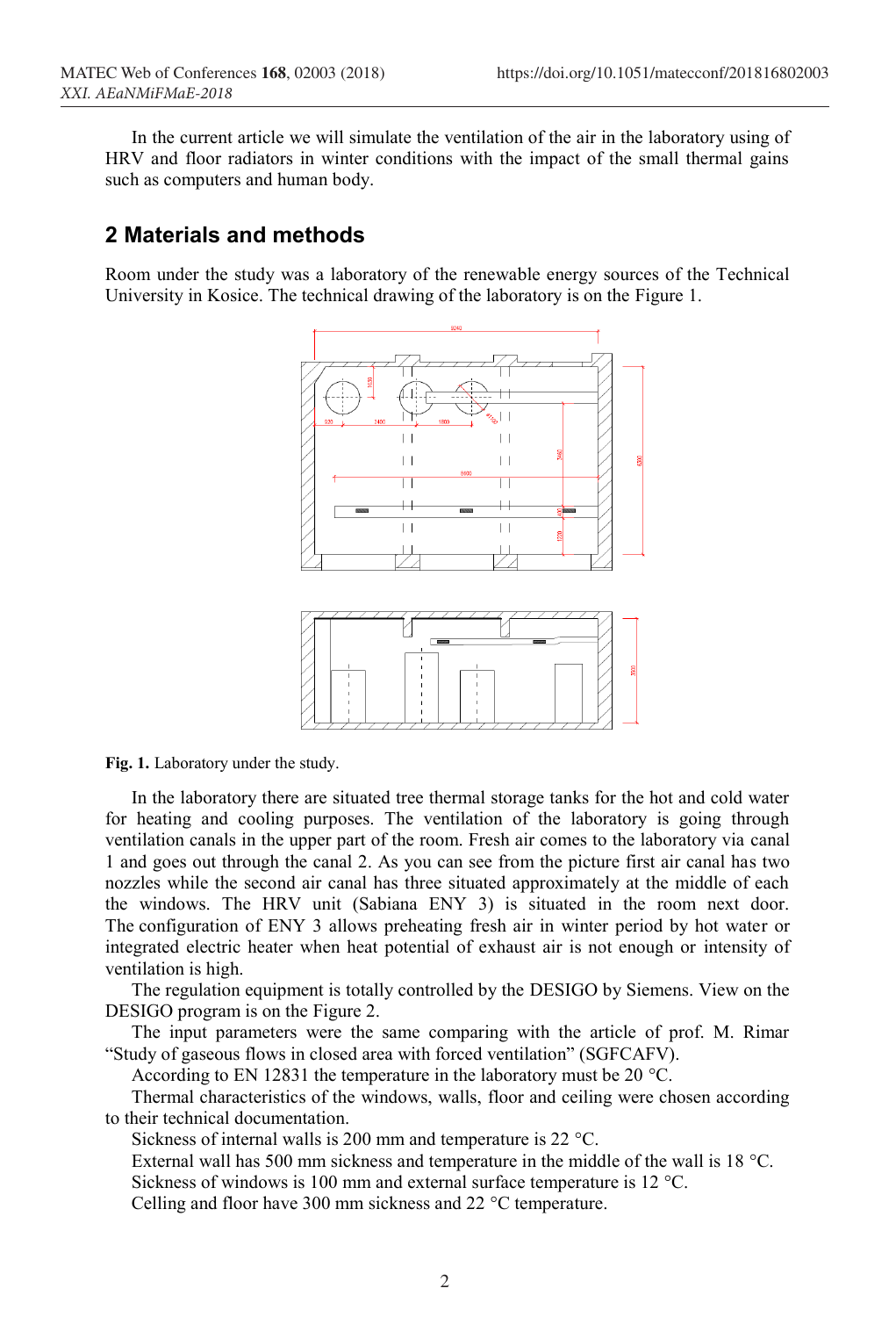In the current article we will simulate the ventilation of the air in the laboratory using of HRV and floor radiators in winter conditions with the impact of the small thermal gains such as computers and human body.

## 2 Materials and methods

Room under the study was a laboratory of the renewable energy sources of the Technical University in Kosice. The technical drawing of the laboratory is on the Figure 1.

**Fig. 1.** Laboratory under the study.

In the laboratory there are situated tree thermal storage tanks for the hot and cold water for heating and cooling purposes. The ventilation of the laboratory is going through ventilation canals in the upper part of the room. Fresh air comes to the laboratory via canal 1 and goes out through the canal 2. As you can see from the picture first air canal has two nozzles while the second air canal has three situated approximately at the middle of each the windows. The HRV unit (Sabiana ENY 3) is situated in the room next door. The configuration of ENY 3 allows preheating fresh air in winter period by hot water or integrated electric heater when heat potential of exhaust air is not enough or intensity of ventilation is high.

The regulation equipment is totally controlled by the DESIGO by Siemens. View on the DESIGO program is on the Figure 2.

The input parameters were the same comparing with the article of prof. M. Rimar "Study of gaseous flows in closed area with forced ventilation" (SGFCAFV).

According to EN 12831 the temperature in the laboratory must be 20 °C.

Thermal characteristics of the windows, walls, floor and ceiling were chosen according to their technical documentation.

Sickness of internal walls is 200 mm and temperature is 22 °C.

External wall has 500 mm sickness and temperature in the middle of the wall is 18 °C.

Sickness of windows is 100 mm and external surface temperature is 12 °C.

Celling and floor have 300 mm sickness and 22 °C temperature.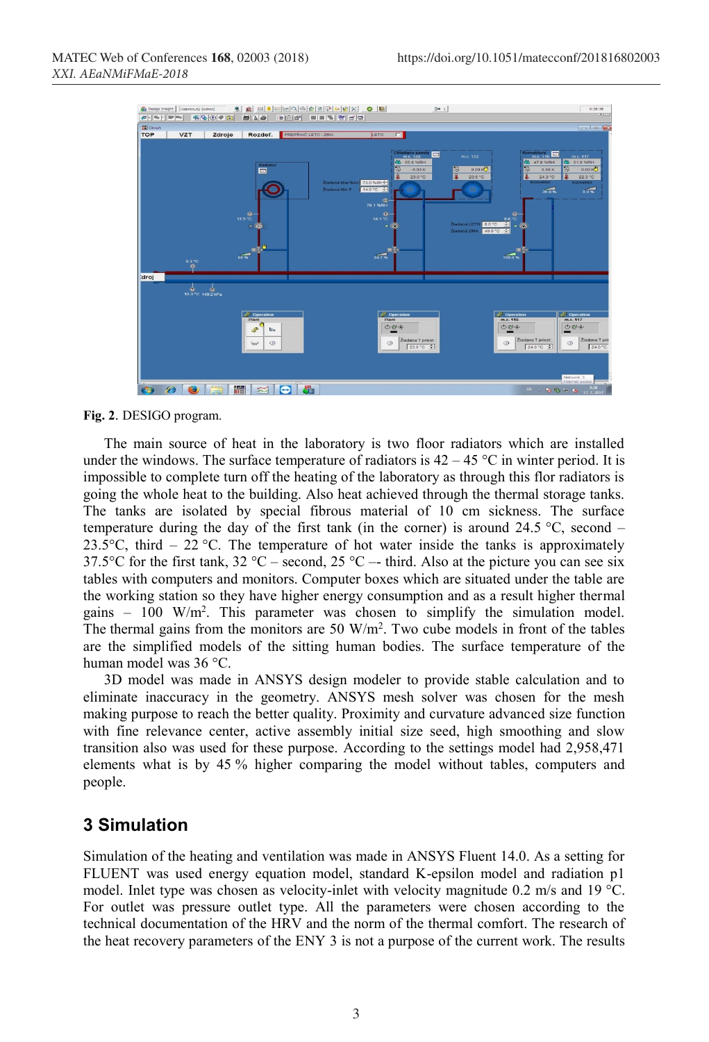Fig. 2. DESIGO program.

The main source of heat in the laboratory is two floor radiators which are installed under the windows. The surface temperature of radiators is 42 – 45 °C in winter period. It is impossible to complete turn off the heating of the laboratory as through this flor radiators is going the whole heat to the building. Also heat achieved through the thermal storage tanks. The tanks are isolated by special fibrous material of 10 cm sickness. The surface temperature during the day of the first tank (in the corner) is around 24.5 °C, second – 23.5°C, third – 22 °C. The temperature of hot water inside the tanks is approximately 37.5°C for the first tank, 32 °C – second, 25 °C –- third. Also at the picture you can see six tables with computers and monitors. Computer boxes which are situated under the table are the working station so they have higher energy consumption and as a result higher thermal gains – 100 W/m$^2$. This parameter was chosen to simplify the simulation model. The thermal gains from the monitors are 50 W/m$^2$. Two cube models in front of the tables are the simplified models of the sitting human bodies. The surface temperature of the human model was 36 °C.

3D model was made in ANSYS design modeler to provide stable calculation and to eliminate inaccuracy in the geometry. ANSYS mesh solver was chosen for the mesh making purpose to reach the better quality. Proximity and curvature advanced size function with fine relevance center, active assembly initial size seed, high smoothing and slow transition also was used for these purpose. According to the settings model had 2,958,471 elements what is by 45 % higher comparing the model without tables, computers and people.

## 3 Simulation

Simulation of the heating and ventilation was made in ANSYS Fluent 14.0. As a setting for FLUENT was used energy equation model, standard K-epsilon model and radiation p1 model. Inlet type was chosen as velocity-inlet with velocity magnitude 0.2 m/s and 19 °C. For outlet was pressure outlet type. All the parameters were chosen according to the technical documentation of the HRV and the norm of the thermal comfort. The research of the heat recovery parameters of the ENY 3 is not a purpose of the current work. The results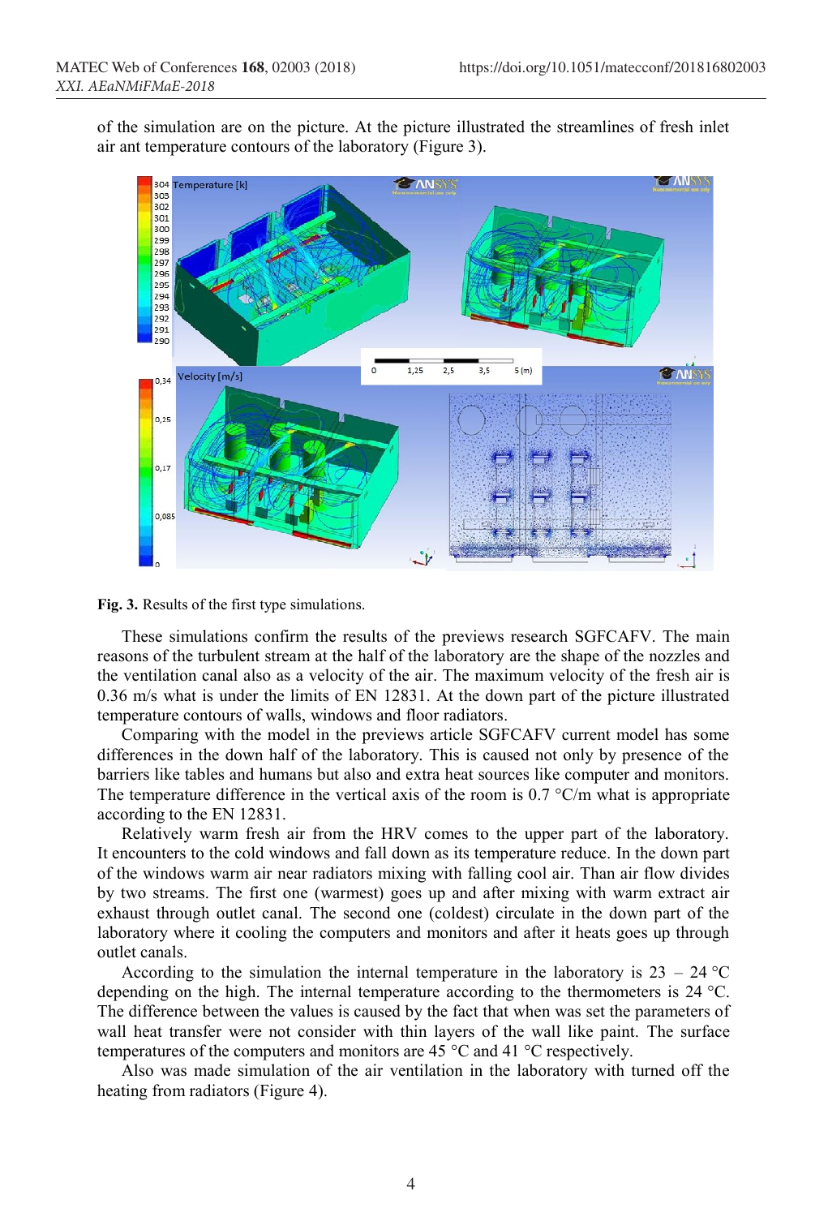of the simulation are on the picture. At the picture illustrated the streamlines of fresh inlet air ant temperature contours of the laboratory (Figure 3).

Temperature [k]
304
303
302
301
300
299
298
297
296
295
294
293
292
291
290

Velocity [m/s]
0,34
0,25
0,17
0,085
0

0 1,25 2,5 3,5 5 (m)

**Fig. 3.** Results of the first type simulations.

These simulations confirm the results of the previews research SGFCAFV. The main reasons of the turbulent stream at the half of the laboratory are the shape of the nozzles and the ventilation canal also as a velocity of the air. The maximum velocity of the fresh air is 0.36 m/s what is under the limits of EN 12831. At the down part of the picture illustrated temperature contours of walls, windows and floor radiators.

Comparing with the model in the previews article SGFCAFV current model has some differences in the down half of the laboratory. This is caused not only by presence of the barriers like tables and humans but also and extra heat sources like computer and monitors. The temperature difference in the vertical axis of the room is 0.7 °C/m what is appropriate according to the EN 12831.

Relatively warm fresh air from the HRV comes to the upper part of the laboratory. It encounters to the cold windows and fall down as its temperature reduce. In the down part of the windows warm air near radiators mixing with falling cool air. Than air flow divides by two streams. The first one (warmest) goes up and after mixing with warm extract air exhaust through outlet canal. The second one (coldest) circulate in the down part of the laboratory where it cooling the computers and monitors and after it heats goes up through outlet canals.

According to the simulation the internal temperature in the laboratory is 23 – 24 °C depending on the high. The internal temperature according to the thermometers is 24 °C. The difference between the values is caused by the fact that when was set the parameters of wall heat transfer were not consider with thin layers of the wall like paint. The surface temperatures of the computers and monitors are 45 °C and 41 °C respectively.

Also was made simulation of the air ventilation in the laboratory with turned off the heating from radiators (Figure 4).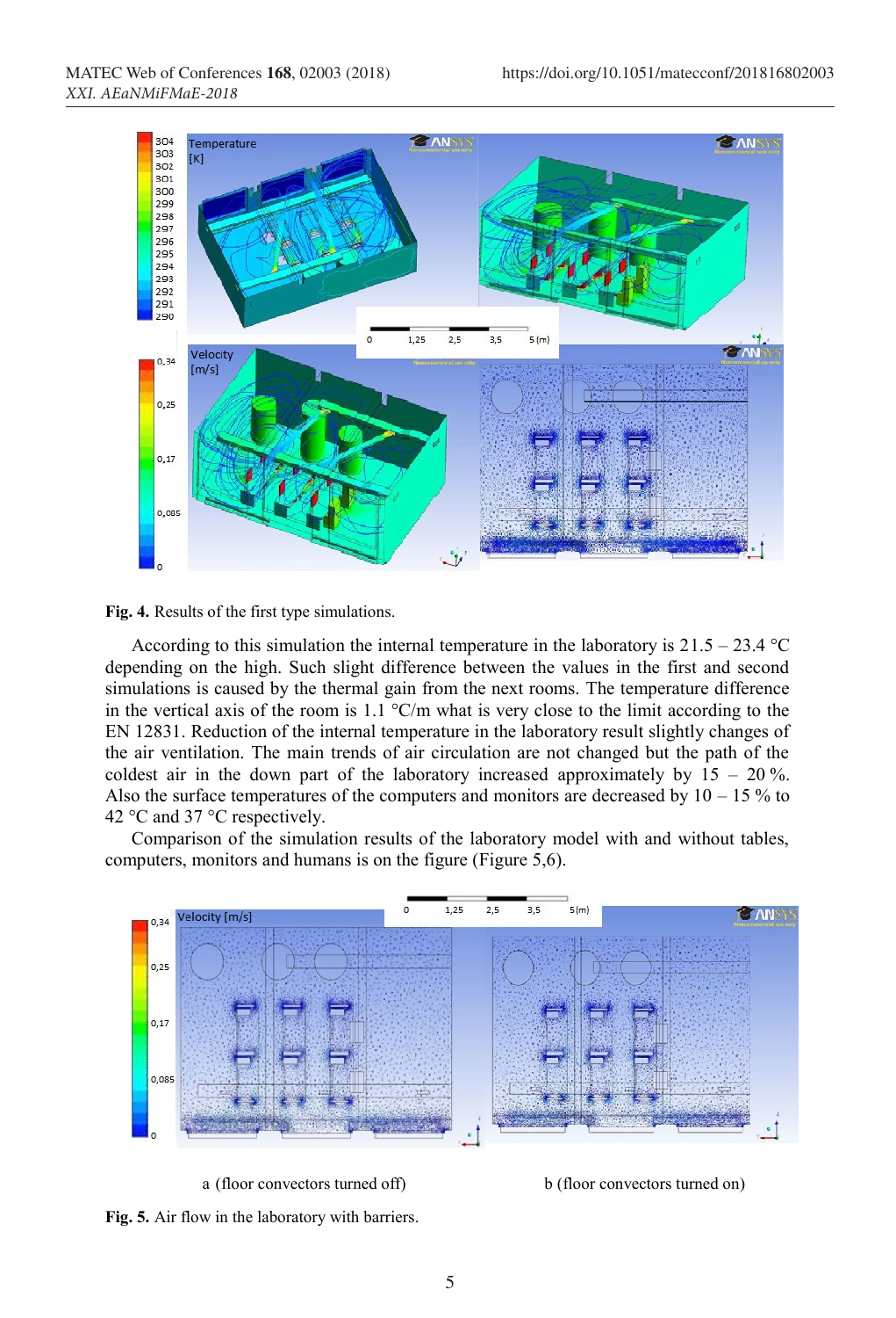Temperature [K]

304
303
302
301
300
299
298
297
296
295
294
293
292
291
290

0 1,25 2,5 3,5 5 (m)

Velocity [m/s]

0,34
0,25
0,17
0,085
0

**Fig. 4.** Results of the first type simulations.

According to this simulation the internal temperature in the laboratory is 21.5 – 23.4 °C depending on the high. Such slight difference between the values in the first and second simulations is caused by the thermal gain from the next rooms. The temperature difference in the vertical axis of the room is 1.1 °C/m what is very close to the limit according to the EN 12831. Reduction of the internal temperature in the laboratory result slightly changes of the air ventilation. The main trends of air circulation are not changed but the path of the coldest air in the down part of the laboratory increased approximately by 15 – 20 %. Also the surface temperatures of the computers and monitors are decreased by 10 – 15 % to 42 °C and 37 °C respectively.

Comparison of the simulation results of the laboratory model with and without tables, computers, monitors and humans is on the figure (Figure 5,6).

Velocity [m/s]

0,34
0,25
0,17
0,085
0

0 1,25 2,5 3,5 5 (m)

a (floor convectors turned off)

b (floor convectors turned on)

**Fig. 5.** Air flow in the laboratory with barriers.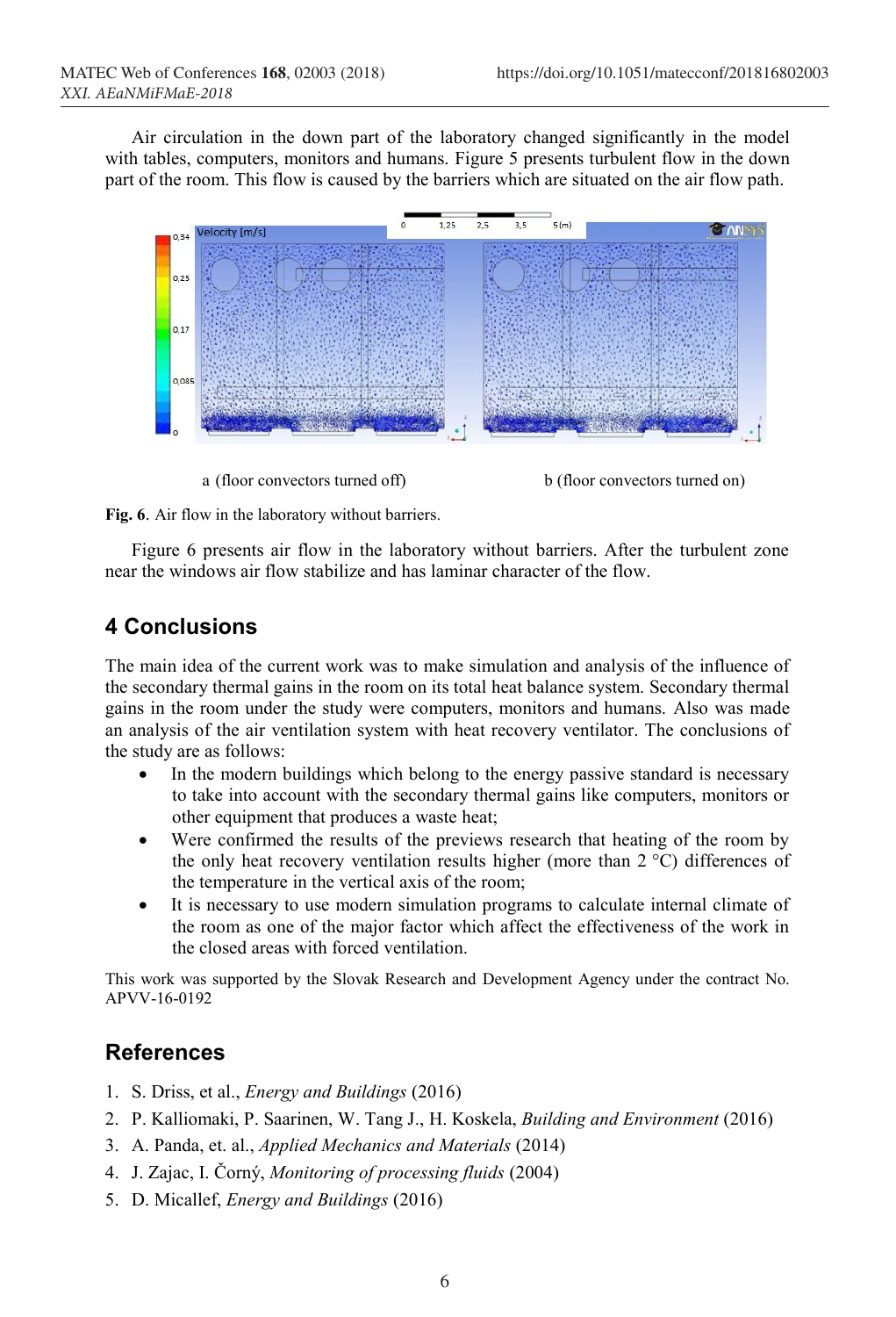Air circulation in the down part of the laboratory changed significantly in the model with tables, computers, monitors and humans. Figure 5 presents turbulent flow in the down part of the room. This flow is caused by the barriers which are situated on the air flow path.

Velocity [m/s]
0,34
0,25
0,17
0,085
0

0 1,25 2,5 3,5 5 (m)

a (floor convectors turned off)

b (floor convectors turned on)

**Fig. 6**. Air flow in the laboratory without barriers.

Figure 6 presents air flow in the laboratory without barriers. After the turbulent zone near the windows air flow stabilize and has laminar character of the flow.

## 4 Conclusions

The main idea of the current work was to make simulation and analysis of the influence of the secondary thermal gains in the room on its total heat balance system. Secondary thermal gains in the room under the study were computers, monitors and humans. Also was made an analysis of the air ventilation system with heat recovery ventilator. The conclusions of the study are as follows:

- In the modern buildings which belong to the energy passive standard is necessary to take into account with the secondary thermal gains like computers, monitors or other equipment that produces a waste heat;
- Were confirmed the results of the previews research that heating of the room by the only heat recovery ventilation results higher (more than 2 °C) differences of the temperature in the vertical axis of the room;
- It is necessary to use modern simulation programs to calculate internal climate of the room as one of the major factor which affect the effectiveness of the work in the closed areas with forced ventilation.

This work was supported by the Slovak Research and Development Agency under the contract No. APVV-16-0192

## References

1. S. Driss, et al., *Energy and Buildings* (2016)
2. P. Kalliomaki, P. Saarinen, W. Tang J., H. Koskela, *Building and Environment* (2016)
3. A. Panda, et. al., *Applied Mechanics and Materials* (2014)
4. J. Zajac, I. Čorný, *Monitoring of processing fluids* (2004)
5. D. Micallef, *Energy and Buildings* (2016)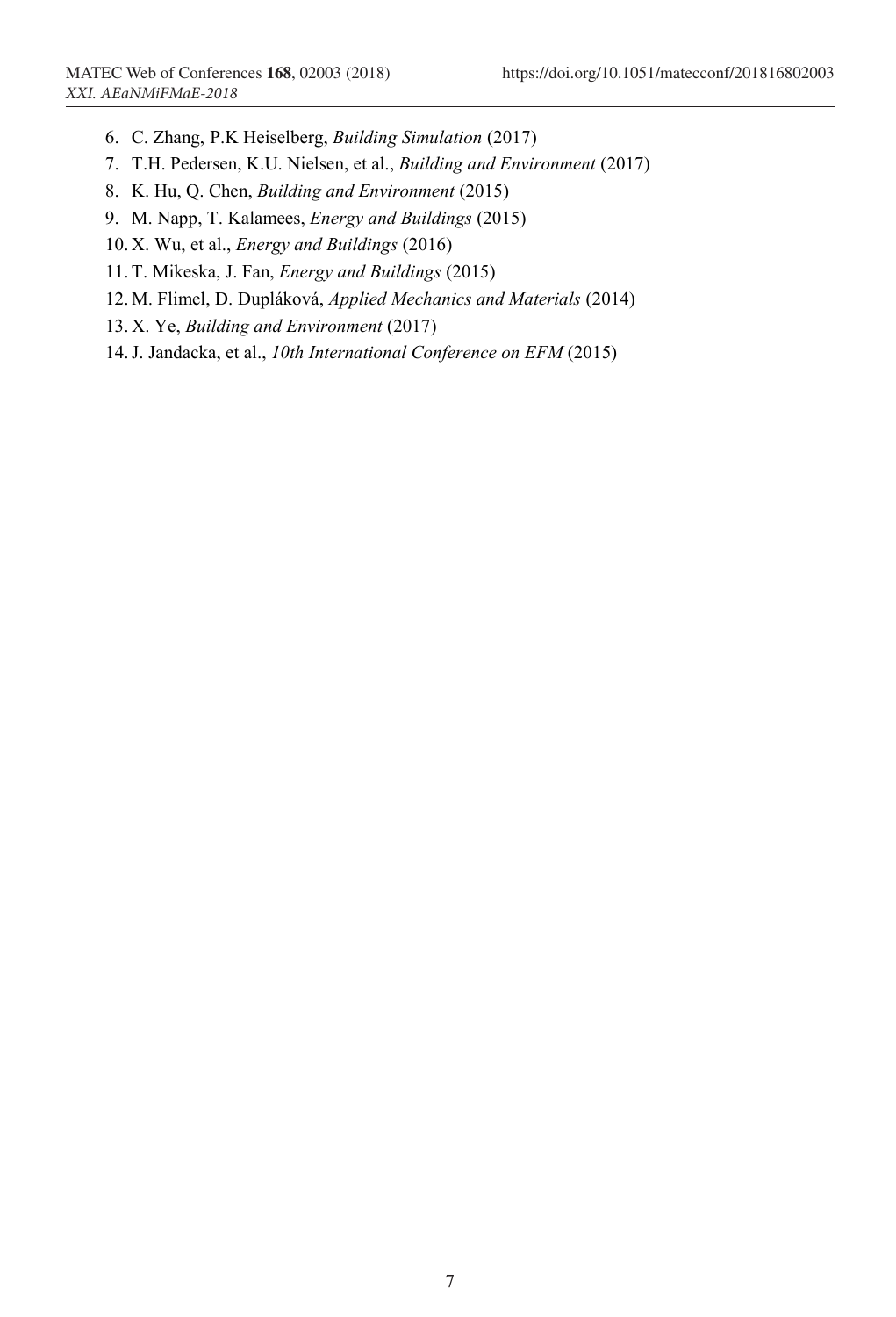6. C. Zhang, P.K Heiselberg, *Building Simulation* (2017)
7. T.H. Pedersen, K.U. Nielsen, et al., *Building and Environment* (2017)
8. K. Hu, Q. Chen, *Building and Environment* (2015)
9. M. Napp, T. Kalamees, *Energy and Buildings* (2015)
10. X. Wu, et al., *Energy and Buildings* (2016)
11. T. Mikeska, J. Fan, *Energy and Buildings* (2015)
12. M. Flimel, D. Dupláková, *Applied Mechanics and Materials* (2014)
13. X. Ye, *Building and Environment* (2017)
14. J. Jandacka, et al., *10th International Conference on EFM* (2015)